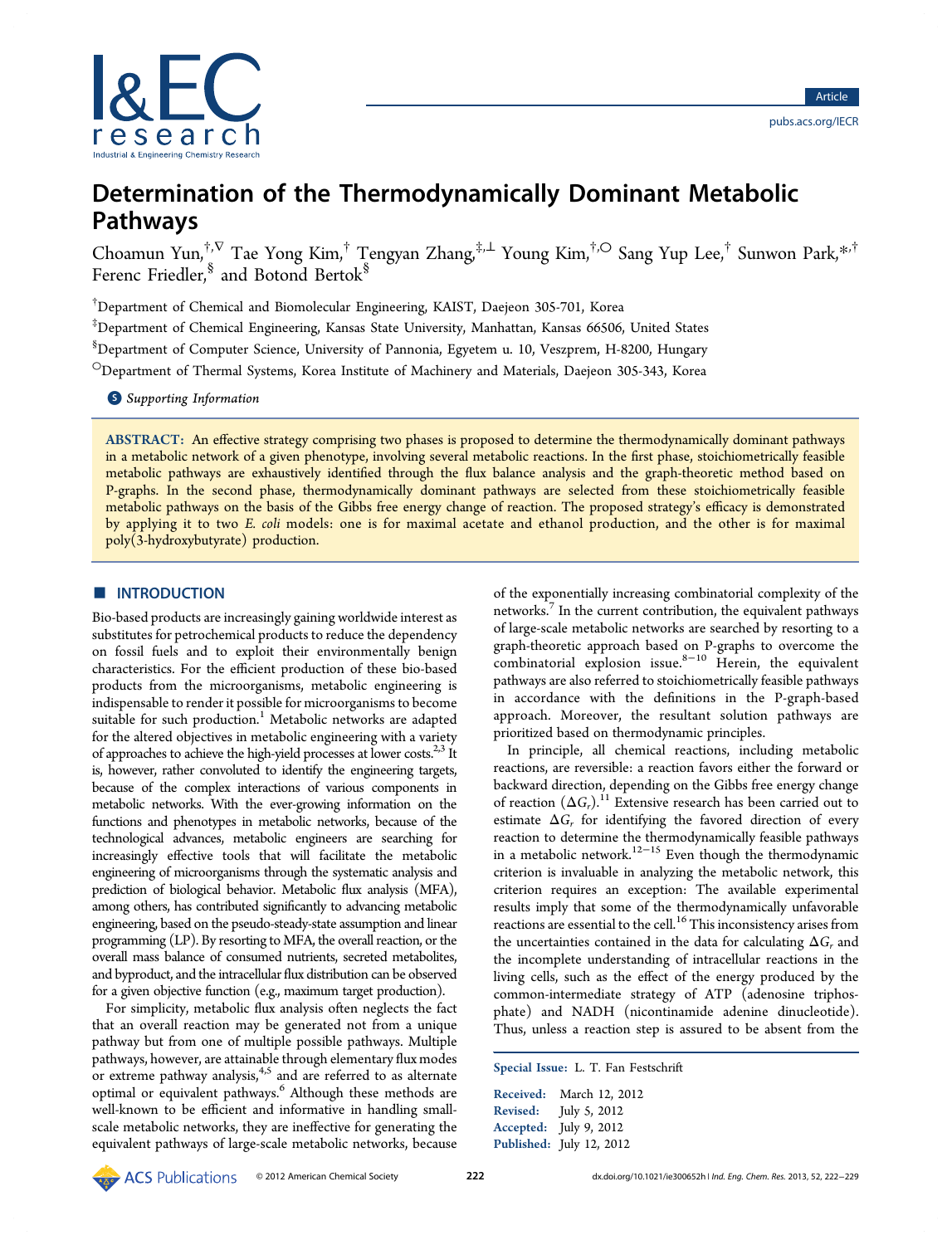# Determination of the Thermodynamically Dominant Metabolic Pathways

Choamun Yun,[†,∇] Tae Yong Kim,[†] Tengyan Zhang,[‡,⊥] Young Kim,[†,○] Sang Yup Lee,[†] Sunwon Park,[*,†] Ferenc Friedler,[§] and Botond Bertok[§]

[†]Department of Chemical and Biomolecular Engineering, KAIST, Daejeon 305-701, Korea

[‡]Department of Chemical Engineering, Kansas State University, Manhattan, Kansas 66506, United States

[§]Department of Computer Science, University of Pannonia, Egyetem u. 10, Veszprem, H-8200, Hungary

[○]Department of Thermal Systems, Korea Institute of Machinery and Materials, Daejeon 305-343, Korea

Supporting Information

**ABSTRACT:** An effective strategy comprising two phases is proposed to determine the thermodynamically dominant pathways in a metabolic network of a given phenotype, involving several metabolic reactions. In the first phase, stoichiometrically feasible metabolic pathways are exhaustively identified through the flux balance analysis and the graph-theoretic method based on P-graphs. In the second phase, thermodynamically dominant pathways are selected from these stoichiometrically feasible metabolic pathways on the basis of the Gibbs free energy change of reaction. The proposed strategy's efficacy is demonstrated by applying it to two *E. coli* models: one is for maximal acetate and ethanol production, and the other is for maximal poly(3-hydroxybutyrate) production.

## INTRODUCTION

Bio-based products are increasingly gaining worldwide interest as substitutes for petrochemical products to reduce the dependency on fossil fuels and to exploit their environmentally benign characteristics. For the efficient production of these bio-based products from the microorganisms, metabolic engineering is indispensable to render it possible for microorganisms to become suitable for such production.[1] Metabolic networks are adapted for the altered objectives in metabolic engineering with a variety of approaches to achieve the high-yield processes at lower costs.[2,3] It is, however, rather convoluted to identify the engineering targets, because of the complex interactions of various components in metabolic networks. With the ever-growing information on the functions and phenotypes in metabolic networks, because of the technological advances, metabolic engineers are searching for increasingly effective tools that will facilitate the metabolic engineering of microorganisms through the systematic analysis and prediction of biological behavior. Metabolic flux analysis (MFA), among others, has contributed significantly to advancing metabolic engineering, based on the pseudo-steady-state assumption and linear programming (LP). By resorting to MFA, the overall reaction, or the overall mass balance of consumed nutrients, secreted metabolites, and byproduct, and the intracellular flux distribution can be observed for a given objective function (e.g., maximum target production).

For simplicity, metabolic flux analysis often neglects the fact that an overall reaction may be generated not from a unique pathway but from one of multiple possible pathways. Multiple pathways, however, are attainable through elementary flux modes or extreme pathway analysis,[4,5] and are referred to as alternate optimal or equivalent pathways.[6] Although these methods are well-known to be efficient and informative in handling small-scale metabolic networks, they are ineffective for generating the equivalent pathways of large-scale metabolic networks, because of the exponentially increasing combinatorial complexity of the networks.[7] In the current contribution, the equivalent pathways of large-scale metabolic networks are searched by resorting to a graph-theoretic approach based on P-graphs to overcome the combinatorial explosion issue.[8−10] Herein, the equivalent pathways are also referred to as stoichiometrically feasible pathways in accordance with the definitions in the P-graph-based approach. Moreover, the resultant solution pathways are prioritized based on thermodynamic principles.

In principle, all chemical reactions, including metabolic reactions, are reversible: a reaction favors either the forward or backward direction, depending on the Gibbs free energy change of reaction ($\Delta G_r$).[11] Extensive research has been carried out to estimate $\Delta G_r$ for identifying the favored direction of every reaction to determine the thermodynamically feasible pathways in a metabolic network.[12−15] Even though the thermodynamic criterion is invaluable in analyzing the metabolic network, this criterion requires an exception: The available experimental results imply that some of the thermodynamically unfavorable reactions are essential to the cell.[16] This inconsistency arises from the uncertainties contained in the data for calculating $\Delta G_r$ and the incomplete understanding of intracellular reactions in the living cells, such as the effect of the energy produced by the common-intermediate strategy of ATP (adenosine triphosphate) and NADH (nicontinamide adenine dinucleotide). Thus, unless a reaction step is assured to be absent from the

Special Issue: L. T. Fan Festschrift

Received: March 12, 2012
Revised: July 5, 2012
Accepted: July 9, 2012
Published: July 12, 2012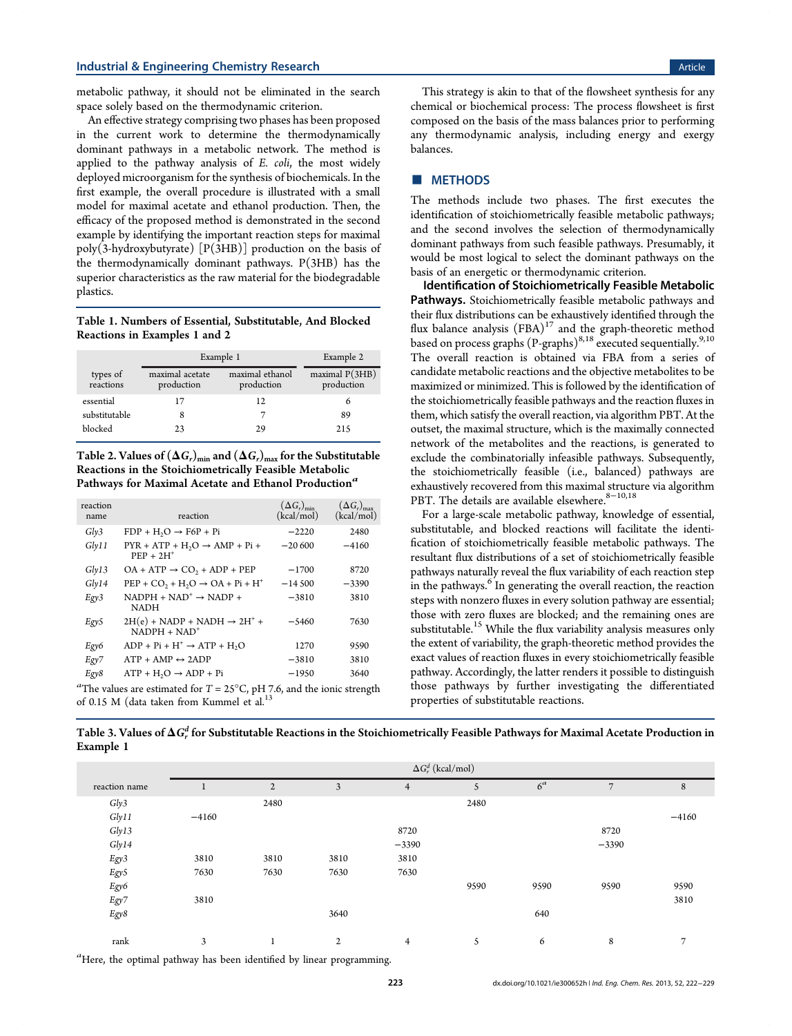metabolic pathway, it should not be eliminated in the search space solely based on the thermodynamic criterion.

An effective strategy comprising two phases has been proposed in the current work to determine the thermodynamically dominant pathways in a metabolic network. The method is applied to the pathway analysis of *E. coli*, the most widely deployed microorganism for the synthesis of biochemicals. In the first example, the overall procedure is illustrated with a small model for maximal acetate and ethanol production. Then, the efficacy of the proposed method is demonstrated in the second example by identifying the important reaction steps for maximal poly(3-hydroxybutyrate) [P(3HB)] production on the basis of the thermodynamically dominant pathways. P(3HB) has the superior characteristics as the raw material for the biodegradable plastics.

**Table 1. Numbers of Essential, Substitutable, And Blocked Reactions in Examples 1 and 2**

| types of reactions | Example 1 | | Example 2 |
|---|---|---|---|
| | maximal acetate production | maximal ethanol production | maximal P(3HB) production |
| essential | 17 | 12 | 6 |
| substitutable | 8 | 7 | 89 |
| blocked | 23 | 29 | 215 |

**Table 2. Values of $(\Delta G_r)_{min}$ and $(\Delta G_r)_{max}$ for the Substitutable Reactions in the Stoichiometrically Feasible Metabolic Pathways for Maximal Acetate and Ethanol Production[a]**

| reaction name | reaction | $(\Delta G_r)_{min}$ (kcal/mol) | $(\Delta G_r)_{max}$ (kcal/mol) |
|---|---|---|---|
| *Gly3* | FDP + $H_2O$ → F6P + Pi | −2220 | 2480 |
| *Gly11* | PYR + ATP + $H_2O$ → AMP + Pi + PEP + $2H^+$ | −20 600 | −4160 |
| *Gly13* | OA + ATP → $CO_2$ + ADP + PEP | −1700 | 8720 |
| *Gly14* | PEP + $CO_2$ + $H_2O$ → OA + Pi + $H^+$ | −14 500 | −3390 |
| *Egy3* | NADPH + $NAD^+$ → NADP + NADH | −3810 | 3810 |
| *Egy5* | 2H(e) + NADP + NADH → $2H^+$ + NADPH + $NAD^+$ | −5460 | 7630 |
| *Egy6* | ADP + Pi + $H^+$ → ATP + $H_2O$ | 1270 | 9590 |
| *Egy7* | ATP + AMP ↔ 2ADP | −3810 | 3810 |
| *Egy8* | ATP + $H_2O$ → ADP + Pi | −1950 | 3640 |

[a]The values are estimated for $T = 25°C$, pH 7.6, and the ionic strength of 0.15 M (data taken from Kummel et al.[13]

This strategy is akin to that of the flowsheet synthesis for any chemical or biochemical process: The process flowsheet is first composed on the basis of the mass balances prior to performing any thermodynamic analysis, including energy and exergy balances.

## METHODS

The methods include two phases. The first executes the identification of stoichiometrically feasible metabolic pathways; and the second involves the selection of thermodynamically dominant pathways from such feasible pathways. Presumably, it would be most logical to select the dominant pathways on the basis of an energetic or thermodynamic criterion.

**Identification of Stoichiometrically Feasible Metabolic Pathways.** Stoichiometrically feasible metabolic pathways and their flux distributions can be exhaustively identified through the flux balance analysis (FBA)[17] and the graph-theoretic method based on process graphs (P-graphs)[8,18] executed sequentially.[9,10] The overall reaction is obtained via FBA from a series of candidate metabolic reactions and the objective metabolites to be maximized or minimized. This is followed by the identification of the stoichiometrically feasible pathways and the reaction fluxes in them, which satisfy the overall reaction, via algorithm PBT. At the outset, the maximal structure, which is the maximally connected network of the metabolites and the reactions, is generated to exclude the combinatorially infeasible pathways. Subsequently, the stoichiometrically feasible (i.e., balanced) pathways are exhaustively recovered from this maximal structure via algorithm PBT. The details are available elsewhere.[8−10,18]

For a large-scale metabolic pathway, knowledge of essential, substitutable, and blocked reactions will facilitate the identification of stoichiometrically feasible metabolic pathways. The resultant flux distributions of a set of stoichiometrically feasible pathways naturally reveal the flux variability of each reaction step in the pathways.[6] In generating the overall reaction, the reaction steps with nonzero fluxes in every solution pathway are essential; those with zero fluxes are blocked; and the remaining ones are substitutable.[15] While the flux variability analysis measures only the extent of variability, the graph-theoretic method provides the exact values of reaction fluxes in every stoichiometrically feasible pathway. Accordingly, the latter renders it possible to distinguish those pathways by further investigating the differentiated properties of substitutable reactions.

**Table 3. Values of $\Delta G_r^d$ for Substitutable Reactions in the Stoichiometrically Feasible Pathways for Maximal Acetate Production in Example 1**

| reaction name | $\Delta G_r^d$ (kcal/mol) | | | | | | | |
|---|---|---|---|---|---|---|---|---|
| | 1 | 2 | 3 | 4 | 5 | 6[a] | 7 | 8 |
| *Gly3* | | 2480 | | | 2480 | | | |
| *Gly11* | −4160 | | | | | | | −4160 |
| *Gly13* | | | | 8720 | | | 8720 | |
| *Gly14* | | | | −3390 | | | −3390 | |
| *Egy3* | 3810 | 3810 | 3810 | 3810 | | | | |
| *Egy5* | 7630 | 7630 | 7630 | 7630 | | | | |
| *Egy6* | | | | | 9590 | 9590 | 9590 | 9590 |
| *Egy7* | 3810 | | | | | | | 3810 |
| *Egy8* | | | 3640 | | | 640 | | |
| rank | 3 | 1 | 2 | 4 | 5 | 6 | 8 | 7 |

[a]Here, the optimal pathway has been identified by linear programming.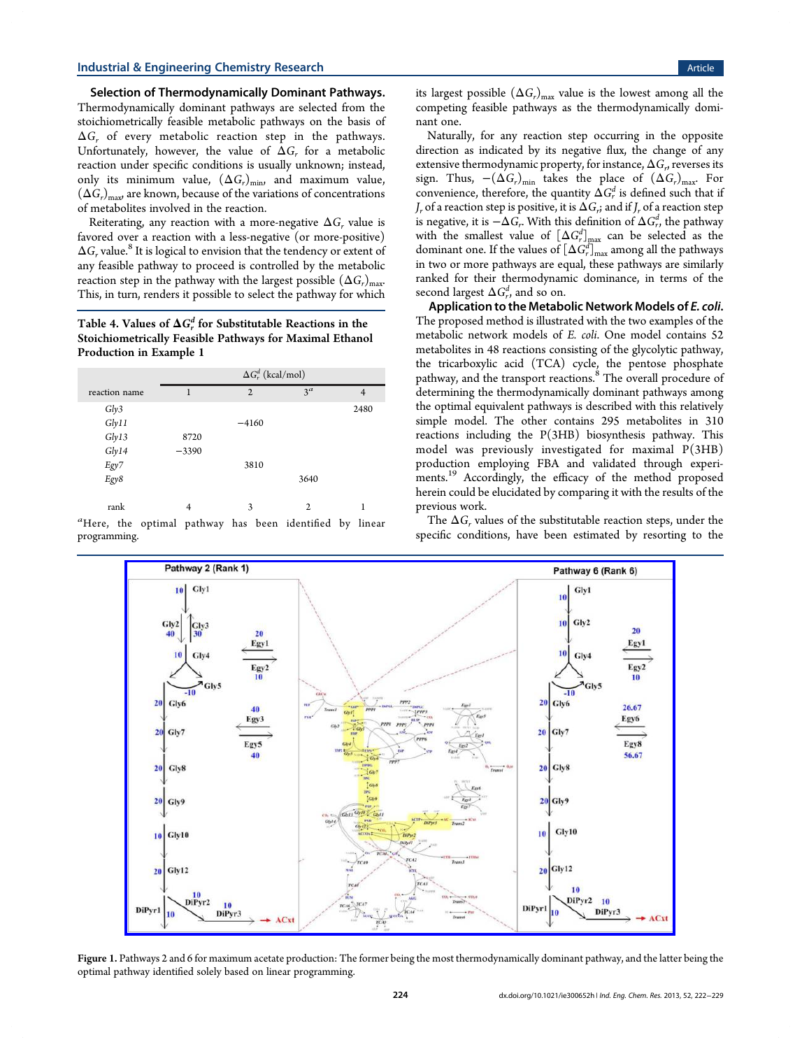**Selection of Thermodynamically Dominant Pathways.** Thermodynamically dominant pathways are selected from the stoichiometrically feasible metabolic pathways on the basis of $\Delta G_r$ of every metabolic reaction step in the pathways. Unfortunately, however, the value of $\Delta G_r$ for a metabolic reaction under specific conditions is usually unknown; instead, only its minimum value, $(\Delta G_r)_{min}$, and maximum value, $(\Delta G_r)_{max}$, are known, because of the variations of concentrations of metabolites involved in the reaction.

Reiterating, any reaction with a more-negative $\Delta G_r$ value is favored over a reaction with a less-negative (or more-positive) $\Delta G_r$ value.[8] It is logical to envision that the tendency or extent of any feasible pathway to proceed is controlled by the metabolic reaction step in the pathway with the largest possible $(\Delta G_r)_{max}$. This, in turn, renders it possible to select the pathway for which its largest possible $(\Delta G_r)_{max}$ value is the lowest among all the competing feasible pathways as the thermodynamically dominant one.

Naturally, for any reaction step occurring in the opposite direction as indicated by its negative flux, the change of any extensive thermodynamic property, for instance, $\Delta G_r$, reverses its sign. Thus, $-(\Delta G_r)_{min}$ takes the place of $(\Delta G_r)_{max}$. For convenience, therefore, the quantity $\Delta G_r^d$ is defined such that if $J_r$ of a reaction step is positive, it is $\Delta G_r$; and if $J_r$ of a reaction step is negative, it is $-\Delta G_r$. With this definition of $\Delta G_r^d$, the pathway with the smallest value of $[\Delta G_r^d]_{max}$ can be selected as the dominant one. If the values of $[\Delta G_r^d]_{max}$ among all the pathways in two or more pathways are equal, these pathways are similarly ranked for their thermodynamic dominance, in terms of the second largest $\Delta G_r^d$, and so on.

Table 4. Values of $\Delta G_r^d$ for Substitutable Reactions in the Stoichiometrically Feasible Pathways for Maximal Ethanol Production in Example 1

| reaction name | $\Delta G_r^d$ (kcal/mol) | | | |
|---|---|---|---|---|
| | 1 | 2 | 3[a] | 4 |
| *Gly3* | | | | 2480 |
| *Gly11* | | −4160 | | |
| *Gly13* | 8720 | | | |
| *Gly14* | −3390 | | | |
| *Egy7* | | 3810 | | |
| *Egy8* | | | 3640 | |
| rank | 4 | 3 | 2 | 1 |

[a]Here, the optimal pathway has been identified by linear programming.

**Application to the Metabolic Network Models of *E. coli*.** The proposed method is illustrated with the two examples of the metabolic network models of *E. coli*. One model contains 52 metabolites in 48 reactions consisting of the glycolytic pathway, the tricarboxylic acid (TCA) cycle, the pentose phosphate pathway, and the transport reactions.[8] The overall procedure of determining the thermodynamically dominant pathways among the optimal equivalent pathways is described with this relatively simple model. The other contains 295 metabolites in 310 reactions including the P(3HB) biosynthesis pathway. This model was previously investigated for maximal P(3HB) production employing FBA and validated through experiments.[19] Accordingly, the efficacy of the method proposed herein could be elucidated by comparing it with the results of the previous work.

The $\Delta G_r$ values of the substitutable reaction steps, under the specific conditions, have been estimated by resorting to the

Figure 1. Pathways 2 and 6 for maximum acetate production: The former being the most thermodynamically dominant pathway, and the latter being the optimal pathway identified solely based on linear programming.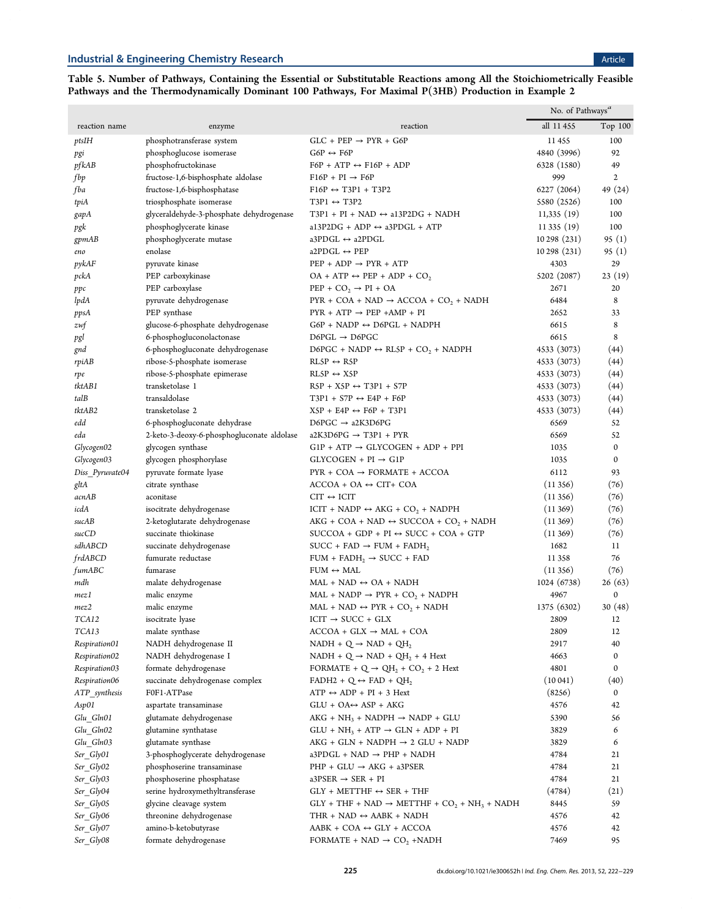**Table 5. Number of Pathways, Containing the Essential or Substitutable Reactions among All the Stoichiometrically Feasible Pathways and the Thermodynamically Dominant 100 Pathways, For Maximal P(3HB) Production in Example 2**

| reaction name | enzyme | reaction | No. of Pathways[a] all 11 455 | Top 100 |
|---|---|---|---|---|
| *ptsIH* | phosphotransferase system | GLC + PEP → PYR + G6P | 11 455 | 100 |
| *pgi* | phosphoglucose isomerase | G6P ↔ F6P | 4840 (3996) | 92 |
| *pfkAB* | phosphofructokinase | F6P + ATP ↔ F16P + ADP | 6328 (1580) | 49 |
| *fbp* | fructose-1,6-bisphosphate aldolase | F16P + PI → F6P | 999 | 2 |
| *fba* | fructose-1,6-bisphosphatase | F16P ↔ T3P1 + T3P2 | 6227 (2064) | 49 (24) |
| *tpiA* | triosphosphate isomerase | T3P1 ↔ T3P2 | 5580 (2526) | 100 |
| *gapA* | glyceraldehyde-3-phosphate dehydrogenase | T3P1 + PI + NAD ↔ a13P2DG + NADH | 11,335 (19) | 100 |
| *pgk* | phosphoglycerate kinase | a13P2DG + ADP ↔ a3PDGL + ATP | 11 335 (19) | 100 |
| *gpmAB* | phosphoglycerate mutase | a3PDGL ↔ a2PDGL | 10 298 (231) | 95 (1) |
| *eno* | enolase | a2PDGL ↔ PEP | 10 298 (231) | 95 (1) |
| *pykAF* | pyruvate kinase | PEP + ADP → PYR + ATP | 4303 | 29 |
| *pckA* | PEP carboxykinase | OA + ATP ↔ PEP + ADP + $CO_2$ | 5202 (2087) | 23 (19) |
| *ppc* | PEP carboxylase | PEP + $CO_2$ → PI + OA | 2671 | 20 |
| *lpdA* | pyruvate dehydrogenase | PYR + COA + NAD → ACCOA + $CO_2$ + NADH | 6484 | 8 |
| *ppsA* | PEP synthase | PYR + ATP → PEP +AMP + PI | 2652 | 33 |
| *zwf* | glucose-6-phosphate dehydrogenase | G6P + NADP ↔ D6PGL + NADPH | 6615 | 8 |
| *pgl* | 6-phosphogluconolactonase | D6PGL → D6PGC | 6615 | 8 |
| *gnd* | 6-phosphogluconate dehydrogenase | D6PGC + NADP ↔ RL5P + $CO_2$ + NADPH | 4533 (3073) | (44) |
| *rpiAB* | ribose-5-phosphate isomerase | RL5P ↔ R5P | 4533 (3073) | (44) |
| *rpe* | ribose-5-phosphate epimerase | RL5P ↔ X5P | 4533 (3073) | (44) |
| *tktAB1* | transketolase 1 | R5P + X5P ↔ T3P1 + S7P | 4533 (3073) | (44) |
| *talB* | transaldolase | T3P1 + S7P ↔ E4P + F6P | 4533 (3073) | (44) |
| *tktAB2* | transketolase 2 | X5P + E4P ↔ F6P + T3P1 | 4533 (3073) | (44) |
| *edd* | 6-phosphogluconate dehydrase | D6PGC → a2K3D6PG | 6569 | 52 |
| *eda* | 2-keto-3-deoxy-6-phosphogluconate aldolase | a2K3D6PG → T3P1 + PYR | 6569 | 52 |
| *Glycogen02* | glycogen synthase | G1P + ATP → GLYCOGEN + ADP + PPI | 1035 | 0 |
| *Glycogen03* | glycogen phosphorylase | GLYCOGEN + PI → G1P | 1035 | 0 |
| *Diss_Pyruvate04* | pyruvate formate lyase | PYR + COA → FORMATE + ACCOA | 6112 | 93 |
| *gltA* | citrate synthase | ACCOA + OA ↔ CIT+ COA | (11 356) | (76) |
| *acnAB* | aconitase | CIT ↔ ICIT | (11 356) | (76) |
| *icdA* | isocitrate dehydrogenase | ICIT + NADP ↔ AKG + $CO_2$ + NADPH | (11 369) | (76) |
| *sucAB* | 2-ketoglutarate dehydrogenase | AKG + COA + NAD ↔ SUCCOA + $CO_2$ + NADH | (11 369) | (76) |
| *sucCD* | succinate thiokinase | SUCCOA + GDP + PI ↔ SUCC + COA + GTP | (11 369) | (76) |
| *sdhABCD* | succinate dehydrogenase | SUCC + FAD → FUM + $FADH_2$ | 1682 | 11 |
| *frdABCD* | fumurate reductase | FUM + $FADH_2$ → SUCC + FAD | 11 358 | 76 |
| *fumABC* | fumarase | FUM ↔ MAL | (11 356) | (76) |
| *mdh* | malate dehydrogenase | MAL + NAD ↔ OA + NADH | 1024 (6738) | 26 (63) |
| *mez1* | malic enzyme | MAL + NADP → PYR + $CO_2$ + NADPH | 4967 | 0 |
| *mez2* | malic enzyme | MAL + NAD ↔ PYR + $CO_2$ + NADH | 1375 (6302) | 30 (48) |
| *TCA12* | isocitrate lyase | ICIT → SUCC + GLX | 2809 | 12 |
| *TCA13* | malate synthase | ACCOA + GLX → MAL + COA | 2809 | 12 |
| *Respiration01* | NADH dehydrogenase II | NADH + Q → NAD + $QH_2$ | 2917 | 40 |
| *Respiration02* | NADH dehydrogenase I | NADH + Q → NAD + $QH_2$ + 4 Hext | 4663 | 0 |
| *Respiration03* | formate dehydrogenase | FORMATE + Q → $QH_2$ + $CO_2$ + 2 Hext | 4801 | 0 |
| *Respiration06* | succinate dehydrogenase complex | FADH2 + Q ↔ FAD + $QH_2$ | (10 041) | (40) |
| *ATP_synthesis* | F0F1-ATPase | ATP ↔ ADP + PI + 3 Hext | (8256) | 0 |
| *Asp01* | aspartate transaminase | GLU + OA↔ ASP + AKG | 4576 | 42 |
| *Glu_Gln01* | glutamate dehydrogenase | AKG + $NH_3$ + NADPH → NADP + GLU | 5390 | 56 |
| *Glu_Gln02* | glutamine synthatase | GLU + $NH_3$ + ATP → GLN + ADP + PI | 3829 | 6 |
| *Glu_Gln03* | glutamate synthase | AKG + GLN + NADPH → 2 GLU + NADP | 3829 | 6 |
| *Ser_Gly01* | 3-phosphoglycerate dehydrogenase | a3PDGL + NAD → PHP + NADH | 4784 | 21 |
| *Ser_Gly02* | phosphoserine transaminase | PHP + GLU → AKG + a3PSER | 4784 | 21 |
| *Ser_Gly03* | phosphoserine phosphatase | a3PSER → SER + PI | 4784 | 21 |
| *Ser_Gly04* | serine hydroxymethyltransferase | GLY + METTHF ↔ SER + THF | (4784) | (21) |
| *Ser_Gly05* | glycine cleavage system | GLY + THF + NAD → METTHF + $CO_2$ + $NH_3$ + NADH | 8445 | 59 |
| *Ser_Gly06* | threonine dehydrogenase | THR + NAD ↔ AABK + NADH | 4576 | 42 |
| *Ser_Gly07* | amino-b-ketobutyrase | AABK + COA ↔ GLY + ACCOA | 4576 | 42 |
| *Ser_Gly08* | formate dehydrogenase | FORMATE + NAD → $CO_2$ +NADH | 7469 | 95 |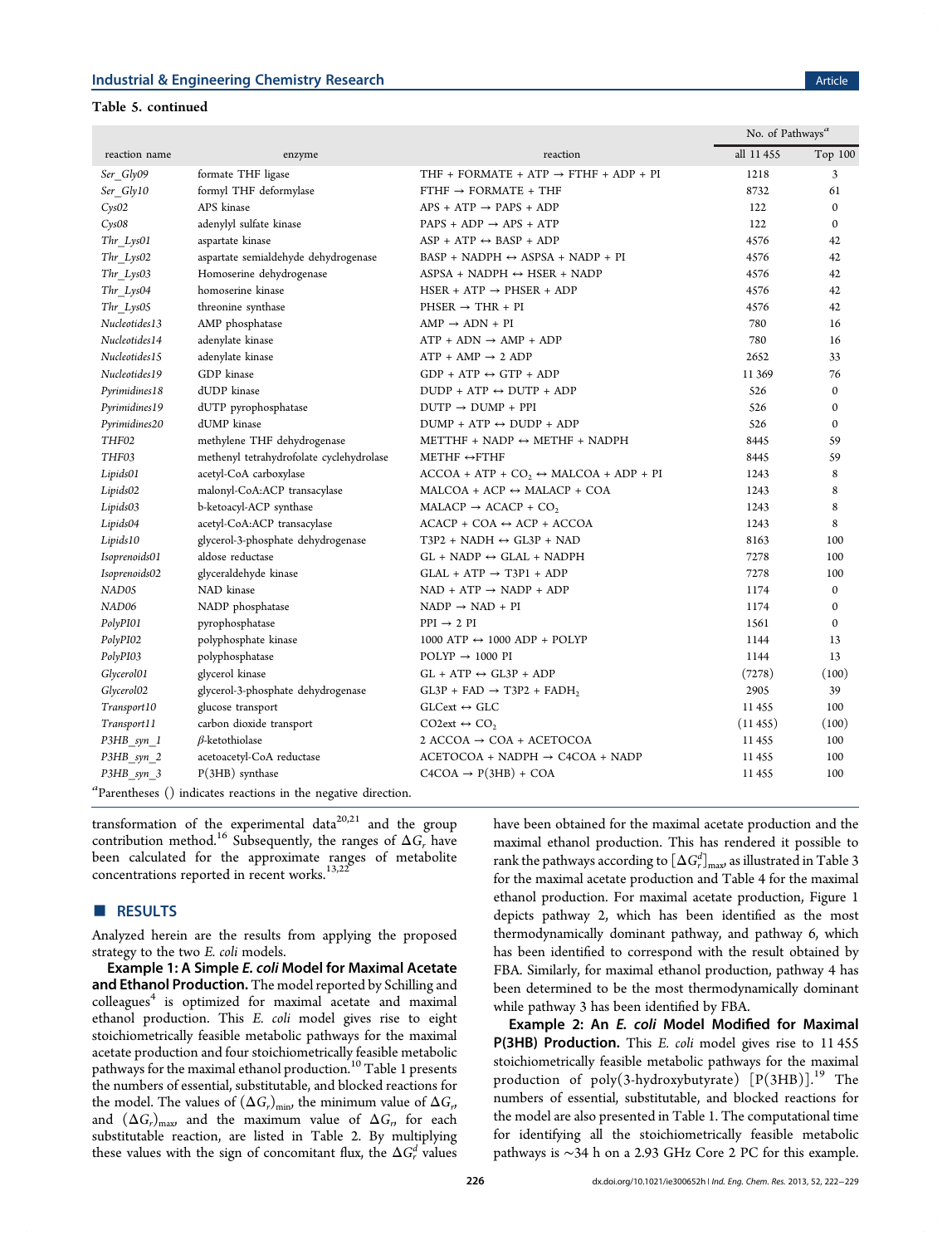Table 5. continued

| reaction name | enzyme | reaction | No. of Pathways[a] | |
|---|---|---|---|---|
| | | | all 11 455 | Top 100 |
| *Ser_Gly09* | formate THF ligase | THF + FORMATE + ATP → FTHF + ADP + PI | 1218 | 3 |
| *Ser_Gly10* | formyl THF deformylase | FTHF → FORMATE + THF | 8732 | 61 |
| *Cys02* | APS kinase | APS + ATP → PAPS + ADP | 122 | 0 |
| *Cys08* | adenylyl sulfate kinase | PAPS + ADP → APS + ATP | 122 | 0 |
| *Thr_Lys01* | aspartate kinase | ASP + ATP ↔ BASP + ADP | 4576 | 42 |
| *Thr_Lys02* | aspartate semialdehyde dehydrogenase | BASP + NADPH ↔ ASPSA + NADP + PI | 4576 | 42 |
| *Thr_Lys03* | Homoserine dehydrogenase | ASPSA + NADPH ↔ HSER + NADP | 4576 | 42 |
| *Thr_Lys04* | homoserine kinase | HSER + ATP → PHSER + ADP | 4576 | 42 |
| *Thr_Lys05* | threonine synthase | PHSER → THR + PI | 4576 | 42 |
| *Nucleotides13* | AMP phosphatase | AMP → ADN + PI | 780 | 16 |
| *Nucleotides14* | adenylate kinase | ATP + ADN → AMP + ADP | 780 | 16 |
| *Nucleotides15* | adenylate kinase | ATP + AMP → 2 ADP | 2652 | 33 |
| *Nucleotides19* | GDP kinase | GDP + ATP ↔ GTP + ADP | 11 369 | 76 |
| *Pyrimidines18* | dUDP kinase | DUDP + ATP ↔ DUTP + ADP | 526 | 0 |
| *Pyrimidines19* | dUTP pyrophosphatase | DUTP → DUMP + PPI | 526 | 0 |
| *Pyrimidines20* | dUMP kinase | DUMP + ATP ↔ DUDP + ADP | 526 | 0 |
| *THF02* | methylene THF dehydrogenase | METTHF + NADP ↔ METHF + NADPH | 8445 | 59 |
| *THF03* | methenyl tetrahydrofolate cyclehydrolase | METHF ↔FTHF | 8445 | 59 |
| *Lipids01* | acetyl-CoA carboxylase | ACCOA + ATP + $CO_2$ ↔ MALCOA + ADP + PI | 1243 | 8 |
| *Lipids02* | malonyl-CoA:ACP transacylase | MALCOA + ACP ↔ MALACP + COA | 1243 | 8 |
| *Lipids03* | b-ketoacyl-ACP synthase | MALACP → ACACP + $CO_2$ | 1243 | 8 |
| *Lipids04* | acetyl-CoA:ACP transacylase | ACACP + COA ↔ ACP + ACCOA | 1243 | 8 |
| *Lipids10* | glycerol-3-phosphate dehydrogenase | T3P2 + NADH ↔ GL3P + NAD | 8163 | 100 |
| *Isoprenoids01* | aldose reductase | GL + NADP ↔ GLAL + NADPH | 7278 | 100 |
| *Isoprenoids02* | glyceraldehyde kinase | GLAL + ATP → T3P1 + ADP | 7278 | 100 |
| *NAD05* | NAD kinase | NAD + ATP → NADP + ADP | 1174 | 0 |
| *NAD06* | NADP phosphatase | NADP → NAD + PI | 1174 | 0 |
| *PolyPI01* | pyrophosphatase | PPI → 2 PI | 1561 | 0 |
| *PolyPI02* | polyphosphate kinase | 1000 ATP ↔ 1000 ADP + POLYP | 1144 | 13 |
| *PolyPI03* | polyphosphatase | POLYP → 1000 PI | 1144 | 13 |
| *Glycerol01* | glycerol kinase | GL + ATP ↔ GL3P + ADP | (7278) | (100) |
| *Glycerol02* | glycerol-3-phosphate dehydrogenase | GL3P + FAD → T3P2 + $FADH_2$ | 2905 | 39 |
| *Transport10* | glucose transport | GLCext ↔ GLC | 11 455 | 100 |
| *Transport11* | carbon dioxide transport | CO2ext ↔ $CO_2$ | (11 455) | (100) |
| *P3HB_syn_1* | β-ketothiolase | 2 ACCOA → COA + ACETOCOA | 11 455 | 100 |
| *P3HB_syn_2* | acetoacetyl-CoA reductase | ACETOCOA + NADPH → C4COA + NADP | 11 455 | 100 |
| *P3HB_syn_3* | P(3HB) synthase | C4COA → P(3HB) + COA | 11 455 | 100 |

[a]Parentheses () indicates reactions in the negative direction.

transformation of the experimental data[20,21] and the group contribution method.[16] Subsequently, the ranges of $\Delta G_r$ have been calculated for the approximate ranges of metabolite concentrations reported in recent works.[13,22]

## ■ RESULTS

Analyzed herein are the results from applying the proposed strategy to the two *E. coli* models.

**Example 1: A Simple *E. coli* Model for Maximal Acetate and Ethanol Production.** The model reported by Schilling and colleagues[4] is optimized for maximal acetate and maximal ethanol production. This *E. coli* model gives rise to eight stoichiometrically feasible metabolic pathways for the maximal acetate production and four stoichiometrically feasible metabolic pathways for the maximal ethanol production.[10] Table 1 presents the numbers of essential, substitutable, and blocked reactions for the model. The values of $(\Delta G_r)_{min}$, the minimum value of $\Delta G_r$, and $(\Delta G_r)_{max}$, and the maximum value of $\Delta G_r$, for each substitutable reaction, are listed in Table 2. By multiplying these values with the sign of concomitant flux, the $\Delta G_r^d$ values have been obtained for the maximal acetate production and the maximal ethanol production. This has rendered it possible to rank the pathways according to $[\Delta G_r^d]_{max}$, as illustrated in Table 3 for the maximal acetate production and Table 4 for the maximal ethanol production. For maximal acetate production, Figure 1 depicts pathway 2, which has been identified as the most thermodynamically dominant pathway, and pathway 6, which has been identified to correspond with the result obtained by FBA. Similarly, for maximal ethanol production, pathway 4 has been determined to be the most thermodynamically dominant while pathway 3 has been identified by FBA.

**Example 2: An *E. coli* Model Modified for Maximal P(3HB) Production.** This *E. coli* model gives rise to 11 455 stoichiometrically feasible metabolic pathways for the maximal production of poly(3-hydroxybutyrate) [P(3HB)].[19] The numbers of essential, substitutable, and blocked reactions for the model are also presented in Table 1. The computational time for identifying all the stoichiometrically feasible metabolic pathways is ~34 h on a 2.93 GHz Core 2 PC for this example.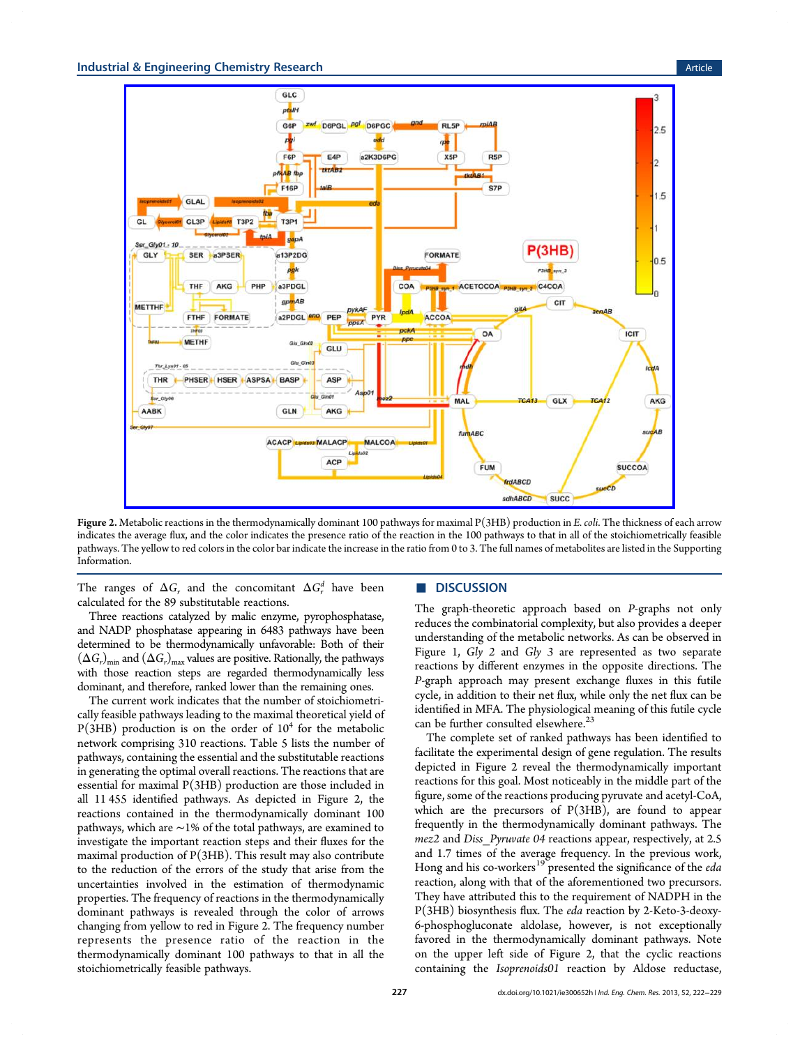Figure 2. Metabolic reactions in the thermodynamically dominant 100 pathways for maximal P(3HB) production in *E. coli*. The thickness of each arrow indicates the average flux, and the color indicates the presence ratio of the reaction in the 100 pathways to that in all of the stoichiometrically feasible pathways. The yellow to red colors in the color bar indicate the increase in the ratio from 0 to 3. The full names of metabolites are listed in the Supporting Information.

The ranges of $\Delta G_r$ and the concomitant $\Delta G_r^d$ have been calculated for the 89 substitutable reactions.

Three reactions catalyzed by malic enzyme, pyrophosphatase, and NADP phosphatase appearing in 6483 pathways have been determined to be thermodynamically unfavorable: Both of their $(\Delta G_r)_{\min}$ and $(\Delta G_r)_{\max}$ values are positive. Rationally, the pathways with those reaction steps are regarded thermodynamically less dominant, and therefore, ranked lower than the remaining ones.

The current work indicates that the number of stoichiometrically feasible pathways leading to the maximal theoretical yield of P(3HB) production is on the order of $10^4$ for the metabolic network comprising 310 reactions. Table 5 lists the number of pathways, containing the essential and the substitutable reactions in generating the optimal overall reactions. The reactions that are essential for maximal P(3HB) production are those included in all 11 455 identified pathways. As depicted in Figure 2, the reactions contained in the thermodynamically dominant 100 pathways, which are ~1% of the total pathways, are examined to investigate the important reaction steps and their fluxes for the maximal production of P(3HB). This result may also contribute to the reduction of the errors of the study that arise from the uncertainties involved in the estimation of thermodynamic properties. The frequency of reactions in the thermodynamically dominant pathways is revealed through the color of arrows changing from yellow to red in Figure 2. The frequency number represents the presence ratio of the reaction in the thermodynamically dominant 100 pathways to that in all the stoichiometrically feasible pathways.

## DISCUSSION

The graph-theoretic approach based on *P*-graphs not only reduces the combinatorial complexity, but also provides a deeper understanding of the metabolic networks. As can be observed in Figure 1, *Gly 2* and *Gly 3* are represented as two separate reactions by different enzymes in the opposite directions. The *P*-graph approach may present exchange fluxes in this futile cycle, in addition to their net flux, while only the net flux can be identified in MFA. The physiological meaning of this futile cycle can be further consulted elsewhere.[23]

The complete set of ranked pathways has been identified to facilitate the experimental design of gene regulation. The results depicted in Figure 2 reveal the thermodynamically important reactions for this goal. Most noticeably in the middle part of the figure, some of the reactions producing pyruvate and acetyl-CoA, which are the precursors of P(3HB), are found to appear frequently in the thermodynamically dominant pathways. The *mez2* and *Diss_Pyruvate 04* reactions appear, respectively, at 2.5 and 1.7 times of the average frequency. In the previous work, Hong and his co-workers[19] presented the significance of the *eda* reaction, along with that of the aforementioned two precursors. They have attributed this to the requirement of NADPH in the P(3HB) biosynthesis flux. The *eda* reaction by 2-Keto-3-deoxy-6-phosphogluconate aldolase, however, is not exceptionally favored in the thermodynamically dominant pathways. Note on the upper left side of Figure 2, that the cyclic reactions containing the *Isoprenoids01* reaction by Aldose reductase,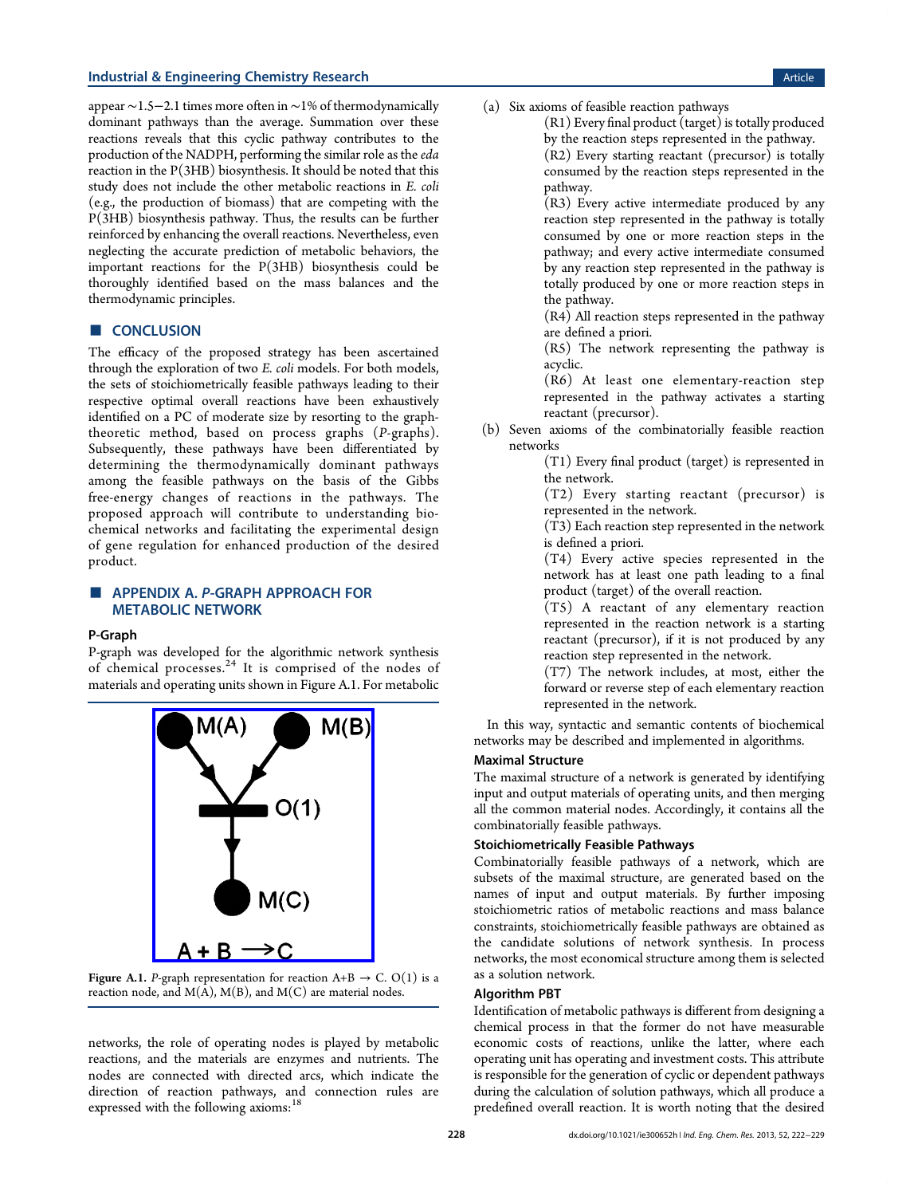appear ~1.5−2.1 times more often in ~1% of thermodynamically dominant pathways than the average. Summation over these reactions reveals that this cyclic pathway contributes to the production of the NADPH, performing the similar role as the *eda* reaction in the P(3HB) biosynthesis. It should be noted that this study does not include the other metabolic reactions in *E. coli* (e.g., the production of biomass) that are competing with the P(3HB) biosynthesis pathway. Thus, the results can be further reinforced by enhancing the overall reactions. Nevertheless, even neglecting the accurate prediction of metabolic behaviors, the important reactions for the P(3HB) biosynthesis could be thoroughly identified based on the mass balances and the thermodynamic principles.

## ■ CONCLUSION

The efficacy of the proposed strategy has been ascertained through the exploration of two *E. coli* models. For both models, the sets of stoichiometrically feasible pathways leading to their respective optimal overall reactions have been exhaustively identified on a PC of moderate size by resorting to the graph-theoretic method, based on process graphs (*P*-graphs). Subsequently, these pathways have been differentiated by determining the thermodynamically dominant pathways among the feasible pathways on the basis of the Gibbs free-energy changes of reactions in the pathways. The proposed approach will contribute to understanding biochemical networks and facilitating the experimental design of gene regulation for enhanced production of the desired product.

## ■ APPENDIX A. *P*-GRAPH APPROACH FOR METABOLIC NETWORK

### P-Graph

P-graph was developed for the algorithmic network synthesis of chemical processes.[24] It is comprised of the nodes of materials and operating units shown in Figure A.1. For metabolic networks, the role of operating nodes is played by metabolic reactions, and the materials are enzymes and nutrients. The nodes are connected with directed arcs, which indicate the direction of reaction pathways, and connection rules are expressed with the following axioms:[18]

**Figure A.1.** *P*-graph representation for reaction A+B → C. O(1) is a reaction node, and M(A), M(B), and M(C) are material nodes.

(a) Six axioms of feasible reaction pathways

- (R1) Every final product (target) is totally produced by the reaction steps represented in the pathway.
- (R2) Every starting reactant (precursor) is totally consumed by the reaction steps represented in the pathway.
- (R3) Every active intermediate produced by any reaction step represented in the pathway is totally consumed by one or more reaction steps in the pathway; and every active intermediate consumed by any reaction step represented in the pathway is totally produced by one or more reaction steps in the pathway.
- (R4) All reaction steps represented in the pathway are defined a priori.
- (R5) The network representing the pathway is acyclic.
- (R6) At least one elementary-reaction step represented in the pathway activates a starting reactant (precursor).

(b) Seven axioms of the combinatorially feasible reaction networks

- (T1) Every final product (target) is represented in the network.
- (T2) Every starting reactant (precursor) is represented in the network.
- (T3) Each reaction step represented in the network is defined a priori.
- (T4) Every active species represented in the network has at least one path leading to a final product (target) of the overall reaction.
- (T5) A reactant of any elementary reaction represented in the reaction network is a starting reactant (precursor), if it is not produced by any reaction step represented in the network.
- (T7) The network includes, at most, either the forward or reverse step of each elementary reaction represented in the network.

In this way, syntactic and semantic contents of biochemical networks may be described and implemented in algorithms.

### Maximal Structure

The maximal structure of a network is generated by identifying input and output materials of operating units, and then merging all the common material nodes. Accordingly, it contains all the combinatorially feasible pathways.

### Stoichiometrically Feasible Pathways

Combinatorially feasible pathways of a network, which are subsets of the maximal structure, are generated based on the names of input and output materials. By further imposing stoichiometric ratios of metabolic reactions and mass balance constraints, stoichiometrically feasible pathways are obtained as the candidate solutions of network synthesis. In process networks, the most economical structure among them is selected as a solution network.

### Algorithm PBT

Identification of metabolic pathways is different from designing a chemical process in that the former do not have measurable economic costs of reactions, unlike the latter, where each operating unit has operating and investment costs. This attribute is responsible for the generation of cyclic or dependent pathways during the calculation of solution pathways, which all produce a predefined overall reaction. It is worth noting that the desired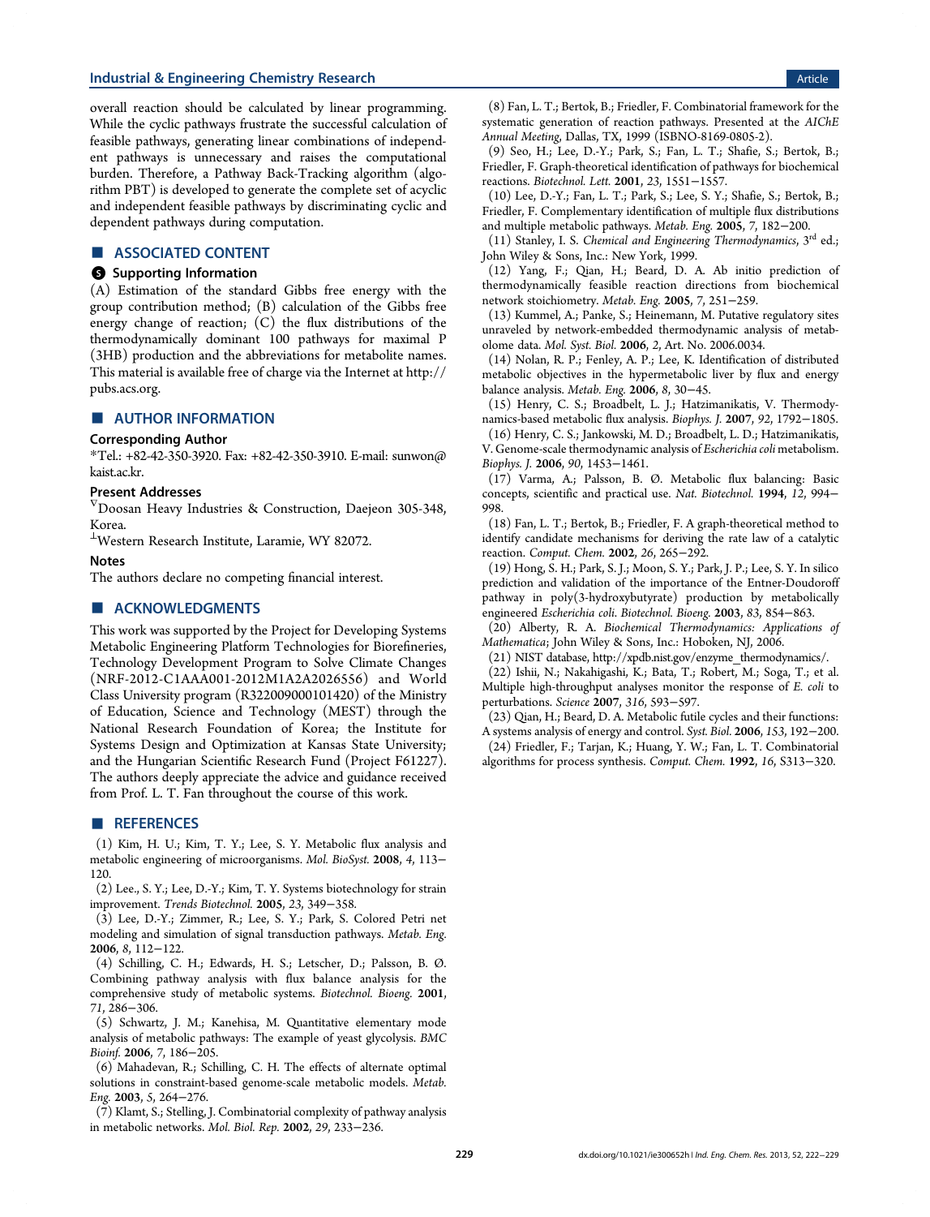overall reaction should be calculated by linear programming. While the cyclic pathways frustrate the successful calculation of feasible pathways, generating linear combinations of independent pathways is unnecessary and raises the computational burden. Therefore, a Pathway Back-Tracking algorithm (algorithm PBT) is developed to generate the complete set of acyclic and independent feasible pathways by discriminating cyclic and dependent pathways during computation.

## ■ ASSOCIATED CONTENT

### Supporting Information

(A) Estimation of the standard Gibbs free energy with the group contribution method; (B) calculation of the Gibbs free energy change of reaction; (C) the flux distributions of the thermodynamically dominant 100 pathways for maximal P (3HB) production and the abbreviations for metabolite names. This material is available free of charge via the Internet at http://pubs.acs.org.

## ■ AUTHOR INFORMATION

### Corresponding Author

*Tel.: +82-42-350-3920. Fax: +82-42-350-3910. E-mail: sunwon@kaist.ac.kr.

### Present Addresses

[∇]Doosan Heavy Industries & Construction, Daejeon 305-348, Korea.

[⊥]Western Research Institute, Laramie, WY 82072.

### Notes

The authors declare no competing financial interest.

## ■ ACKNOWLEDGMENTS

This work was supported by the Project for Developing Systems Metabolic Engineering Platform Technologies for Biorefineries, Technology Development Program to Solve Climate Changes (NRF-2012-C1AAA001-2012M1A2A2026556) and World Class University program (R322009000101420) of the Ministry of Education, Science and Technology (MEST) through the National Research Foundation of Korea; the Institute for Systems Design and Optimization at Kansas State University; and the Hungarian Scientific Research Fund (Project F61227). The authors deeply appreciate the advice and guidance received from Prof. L. T. Fan throughout the course of this work.

## ■ REFERENCES

(1) Kim, H. U.; Kim, T. Y.; Lee, S. Y. Metabolic flux analysis and metabolic engineering of microorganisms. *Mol. BioSyst.* **2008**, *4*, 113−120.

(2) Lee., S. Y.; Lee, D.-Y.; Kim, T. Y. Systems biotechnology for strain improvement. *Trends Biotechnol.* **2005**, *23*, 349−358.

(3) Lee, D.-Y.; Zimmer, R.; Lee, S. Y.; Park, S. Colored Petri net modeling and simulation of signal transduction pathways. *Metab. Eng.* **2006**, *8*, 112−122.

(4) Schilling, C. H.; Edwards, H. S.; Letscher, D.; Palsson, B. Ø. Combining pathway analysis with flux balance analysis for the comprehensive study of metabolic systems. *Biotechnol. Bioeng.* **2001**, *71*, 286−306.

(5) Schwartz, J. M.; Kanehisa, M. Quantitative elementary mode analysis of metabolic pathways: The example of yeast glycolysis. *BMC Bioinf.* **2006**, *7*, 186−205.

(6) Mahadevan, R.; Schilling, C. H. The effects of alternate optimal solutions in constraint-based genome-scale metabolic models. *Metab. Eng.* **2003**, *5*, 264−276.

(7) Klamt, S.; Stelling, J. Combinatorial complexity of pathway analysis in metabolic networks. *Mol. Biol. Rep.* **2002**, *29*, 233−236.

(8) Fan, L. T.; Bertok, B.; Friedler, F. Combinatorial framework for the systematic generation of reaction pathways. Presented at the *AIChE Annual Meeting*, Dallas, TX, 1999 (ISBNO-8169-0805-2).

(9) Seo, H.; Lee, D.-Y.; Park, S.; Fan, L. T.; Shafie, S.; Bertok, B.; Friedler, F. Graph-theoretical identification of pathways for biochemical reactions. *Biotechnol. Lett.* **2001**, *23*, 1551−1557.

(10) Lee, D.-Y.; Fan, L. T.; Park, S.; Lee, S. Y.; Shafie, S.; Bertok, B.; Friedler, F. Complementary identification of multiple flux distributions and multiple metabolic pathways. *Metab. Eng.* **2005**, *7*, 182−200.

(11) Stanley, I. S. *Chemical and Engineering Thermodynamics*, 3rd ed.; John Wiley & Sons, Inc.: New York, 1999.

(12) Yang, F.; Qian, H.; Beard, D. A. Ab initio prediction of thermodynamically feasible reaction directions from biochemical network stoichiometry. *Metab. Eng.* **2005**, *7*, 251−259.

(13) Kummel, A.; Panke, S.; Heinemann, M. Putative regulatory sites unraveled by network-embedded thermodynamic analysis of metabolome data. *Mol. Syst. Biol.* **2006**, *2*, Art. No. 2006.0034.

(14) Nolan, R. P.; Fenley, A. P.; Lee, K. Identification of distributed metabolic objectives in the hypermetabolic liver by flux and energy balance analysis. *Metab. Eng.* **2006**, *8*, 30−45.

(15) Henry, C. S.; Broadbelt, L. J.; Hatzimanikatis, V. Thermodynamics-based metabolic flux analysis. *Biophys. J.* **2007**, *92*, 1792−1805.

(16) Henry, C. S.; Jankowski, M. D.; Broadbelt, L. D.; Hatzimanikatis, V. Genome-scale thermodynamic analysis of *Escherichia coli* metabolism. *Biophys. J.* **2006**, *90*, 1453−1461.

(17) Varma, A.; Palsson, B. Ø. Metabolic flux balancing: Basic concepts, scientific and practical use. *Nat. Biotechnol.* **1994**, *12*, 994−998.

(18) Fan, L. T.; Bertok, B.; Friedler, F. A graph-theoretical method to identify candidate mechanisms for deriving the rate law of a catalytic reaction. *Comput. Chem.* **2002**, *26*, 265−292.

(19) Hong, S. H.; Park, S. J.; Moon, S. Y.; Park, J. P.; Lee, S. Y. In silico prediction and validation of the importance of the Entner-Doudoroff pathway in poly(3-hydroxybutyrate) production by metabolically engineered *Escherichia coli*. *Biotechnol. Bioeng.* **2003**, *83*, 854−863.

(20) Alberty, R. A. *Biochemical Thermodynamics: Applications of Mathematica*; John Wiley & Sons, Inc.: Hoboken, NJ, 2006.

(21) NIST database, http://xpdb.nist.gov/enzyme_thermodynamics/.

(22) Ishii, N.; Nakahigashi, K.; Bata, T.; Robert, M.; Soga, T.; et al. Multiple high-throughput analyses monitor the response of *E. coli* to perturbations. *Science* **2007**, *316*, 593−597.

(23) Qian, H.; Beard, D. A. Metabolic futile cycles and their functions: A systems analysis of energy and control. *Syst. Biol.* **2006**, *153*, 192−200.

(24) Friedler, F.; Tarjan, K.; Huang, Y. W.; Fan, L. T. Combinatorial algorithms for process synthesis. *Comput. Chem.* **1992**, *16*, S313−320.